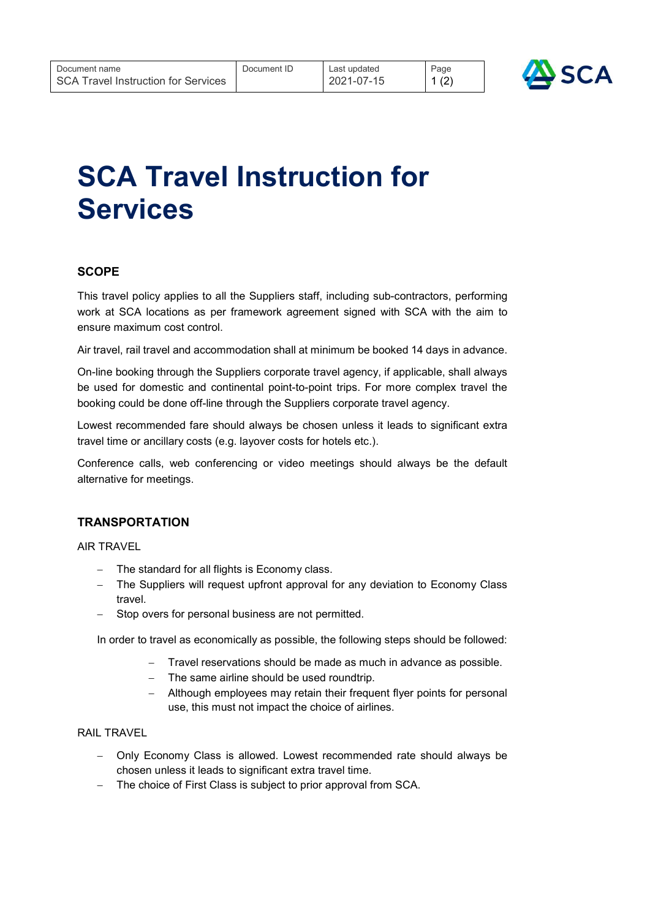# SCA Travel Instruction for Services

## SCOPE

This travel policy applies to all the Suppliers staff, including sub-contractors, performing work at SCA locations as per framework agreement signed with SCA with the aim to ensure maximum cost control.

Air travel, rail travel and accommodation shall at minimum be booked 14 days in advance.

On-line booking through the Suppliers corporate travel agency, if applicable, shall always be used for domestic and continental point-to-point trips. For more complex travel the booking could be done off-line through the Suppliers corporate travel agency.

Lowest recommended fare should always be chosen unless it leads to significant extra travel time or ancillary costs (e.g. layover costs for hotels etc.).

Conference calls, web conferencing or video meetings should always be the default alternative for meetings.

## TRANSPORTATION

### AIR TRAVEL

- The standard for all flights is Economy class.
- The Suppliers will request upfront approval for any deviation to Economy Class travel.
- Stop overs for personal business are not permitted.

In order to travel as economically as possible, the following steps should be followed:

- Travel reservations should be made as much in advance as possible.
- The same airline should be used roundtrip.
- Although employees may retain their frequent flyer points for personal use, this must not impact the choice of airlines.

### RAIL TRAVEL

- Only Economy Class is allowed. Lowest recommended rate should always be chosen unless it leads to significant extra travel time.
- The choice of First Class is subject to prior approval from SCA.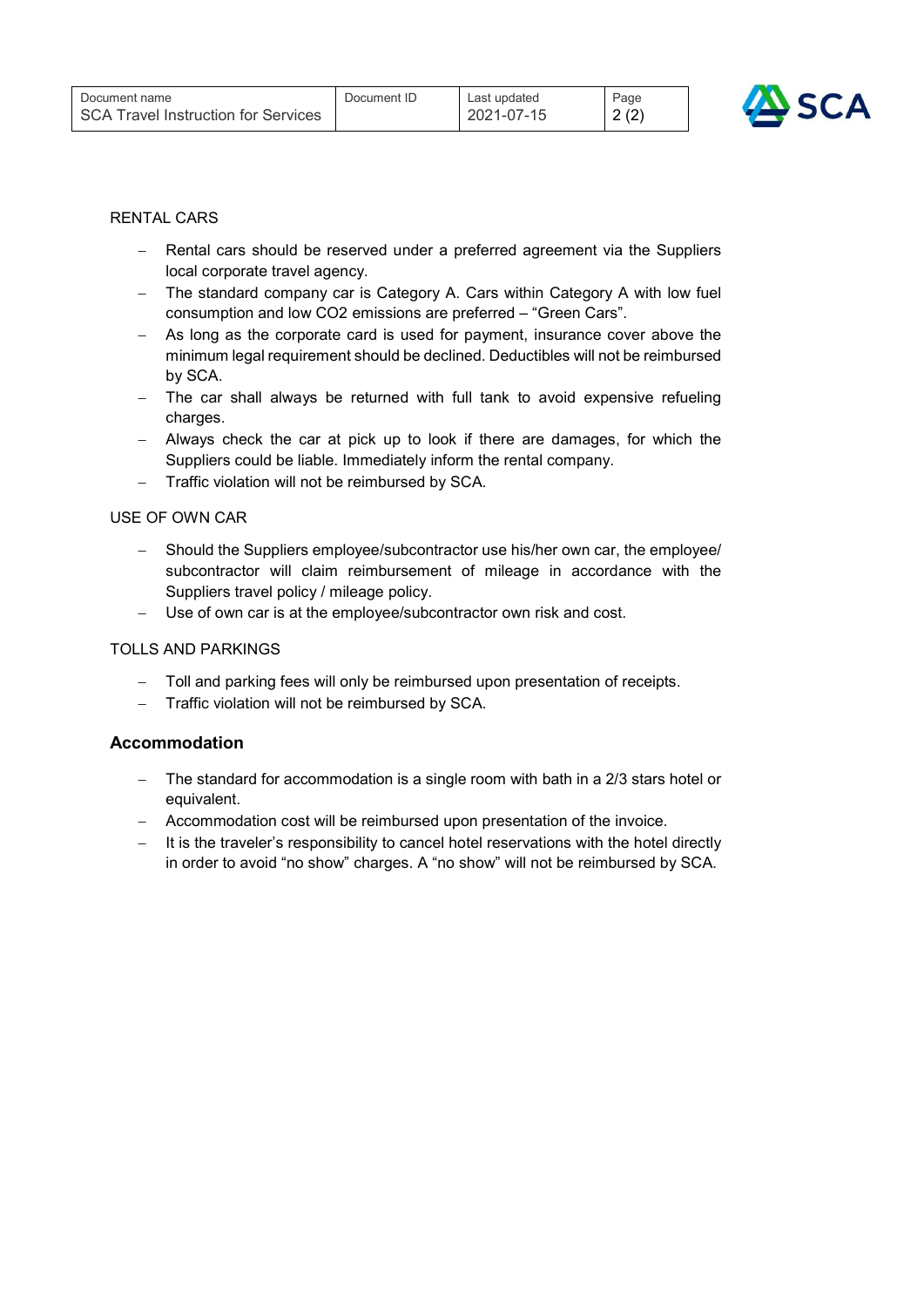RENTAL CARS

- Rental cars should be reserved under a preferred agreement via the Suppliers local corporate travel agency.
- The standard company car is Category A. Cars within Category A with low fuel consumption and low $CO_2$ emissions are preferred – "Green Cars".
- As long as the corporate card is used for payment, insurance cover above the minimum legal requirement should be declined. Deductibles will not be reimbursed by SCA.
- The car shall always be returned with full tank to avoid expensive refueling charges.
- Always check the car at pick up to look if there are damages, for which the Suppliers could be liable. Immediately inform the rental company.
- Traffic violation will not be reimbursed by SCA.

USE OF OWN CAR

- Should the Suppliers employee/subcontractor use his/her own car, the employee/ subcontractor will claim reimbursement of mileage in accordance with the Suppliers travel policy / mileage policy.
- Use of own car is at the employee/subcontractor own risk and cost.

TOLLS AND PARKINGS

- Toll and parking fees will only be reimbursed upon presentation of receipts.
- Traffic violation will not be reimbursed by SCA.

## Accommodation

- The standard for accommodation is a single room with bath in a 2/3 stars hotel or equivalent.
- Accommodation cost will be reimbursed upon presentation of the invoice.
- It is the traveler's responsibility to cancel hotel reservations with the hotel directly in order to avoid "no show" charges. A "no show" will not be reimbursed by SCA.